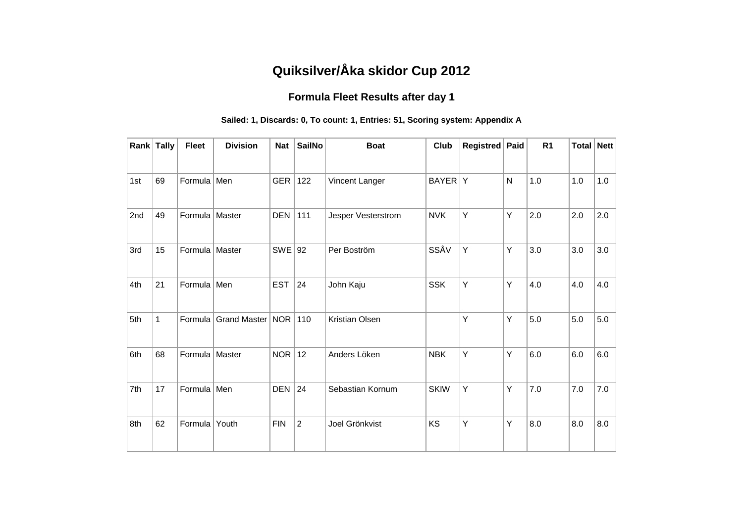# Quiksilver/Åka skidor Cup 2012

## Formula Fleet Results after day 1

**Sailed: 1, Discards: 0, To count: 1, Entries: 51, Scoring system: Appendix A**

| Rank | Tally | Fleet | Division | Nat | SailNo | Boat | Club | Registred | Paid | R1 | Total | Nett |
|---|---|---|---|---|---|---|---|---|---|---|---|---|
| 1st | 69 | Formula | Men | GER | 122 | Vincent Langer | BAYER | Y | N | 1.0 | 1.0 | 1.0 |
| 2nd | 49 | Formula | Master | DEN | 111 | Jesper Vesterstrom | NVK | Y | Y | 2.0 | 2.0 | 2.0 |
| 3rd | 15 | Formula | Master | SWE | 92 | Per Boström | SSÅV | Y | Y | 3.0 | 3.0 | 3.0 |
| 4th | 21 | Formula | Men | EST | 24 | John Kaju | SSK | Y | Y | 4.0 | 4.0 | 4.0 |
| 5th | 1 | Formula | Grand Master | NOR | 110 | Kristian Olsen | | Y | Y | 5.0 | 5.0 | 5.0 |
| 6th | 68 | Formula | Master | NOR | 12 | Anders Löken | NBK | Y | Y | 6.0 | 6.0 | 6.0 |
| 7th | 17 | Formula | Men | DEN | 24 | Sebastian Kornum | SKIW | Y | Y | 7.0 | 7.0 | 7.0 |
| 8th | 62 | Formula | Youth | FIN | 2 | Joel Grönkvist | KS | Y | Y | 8.0 | 8.0 | 8.0 |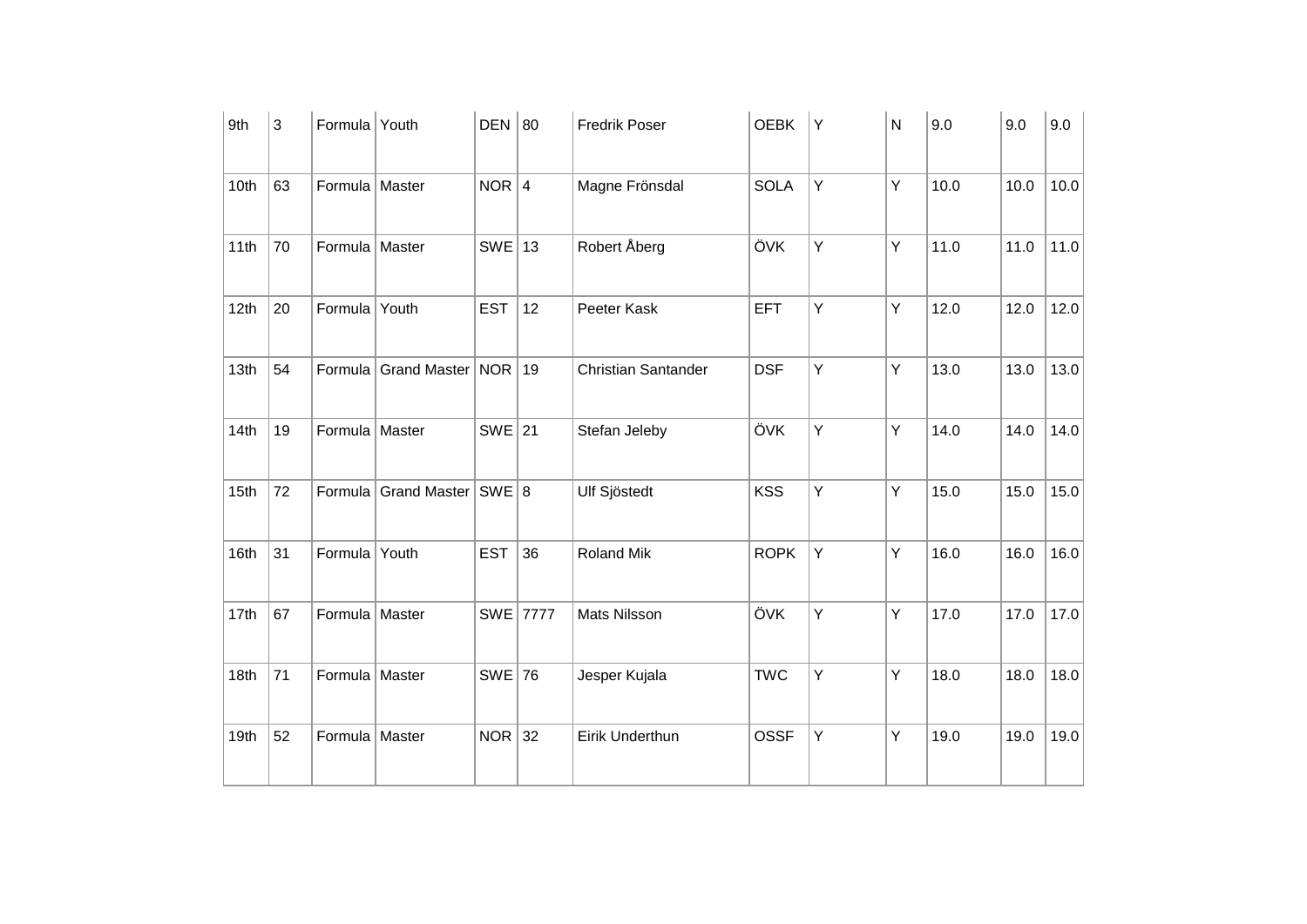| 9th | 3 | Formula | Youth | DEN | 80 | Fredrik Poser | OEBK | Y | N | 9.0 | 9.0 | 9.0 |
|---|---|---|---|---|---|---|---|---|---|---|---|---|
| 10th | 63 | Formula | Master | NOR | 4 | Magne Frönsdal | SOLA | Y | Y | 10.0 | 10.0 | 10.0 |
| 11th | 70 | Formula | Master | SWE | 13 | Robert Åberg | ÖVK | Y | Y | 11.0 | 11.0 | 11.0 |
| 12th | 20 | Formula | Youth | EST | 12 | Peeter Kask | EFT | Y | Y | 12.0 | 12.0 | 12.0 |
| 13th | 54 | Formula | Grand Master | NOR | 19 | Christian Santander | DSF | Y | Y | 13.0 | 13.0 | 13.0 |
| 14th | 19 | Formula | Master | SWE | 21 | Stefan Jeleby | ÖVK | Y | Y | 14.0 | 14.0 | 14.0 |
| 15th | 72 | Formula | Grand Master | SWE | 8 | Ulf Sjöstedt | KSS | Y | Y | 15.0 | 15.0 | 15.0 |
| 16th | 31 | Formula | Youth | EST | 36 | Roland Mik | ROPK | Y | Y | 16.0 | 16.0 | 16.0 |
| 17th | 67 | Formula | Master | SWE | 7777 | Mats Nilsson | ÖVK | Y | Y | 17.0 | 17.0 | 17.0 |
| 18th | 71 | Formula | Master | SWE | 76 | Jesper Kujala | TWC | Y | Y | 18.0 | 18.0 | 18.0 |
| 19th | 52 | Formula | Master | NOR | 32 | Eirik Underthun | OSSF | Y | Y | 19.0 | 19.0 | 19.0 |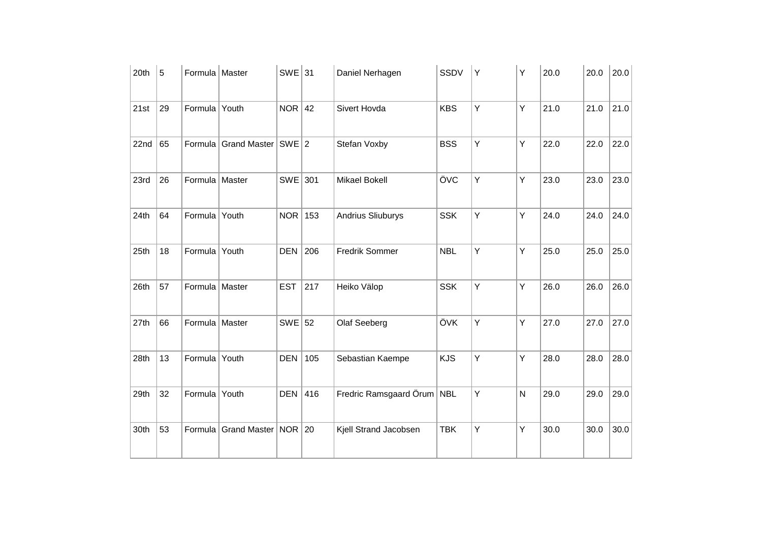| 20th | 5 | Formula | Master | SWE | 31 | Daniel Nerhagen | SSDV | Y | Y | 20.0 | 20.0 | 20.0 |
|---|---|---|---|---|---|---|---|---|---|---|---|---|
| 21st | 29 | Formula | Youth | NOR | 42 | Sivert Hovda | KBS | Y | Y | 21.0 | 21.0 | 21.0 |
| 22nd | 65 | Formula | Grand Master | SWE | 2 | Stefan Voxby | BSS | Y | Y | 22.0 | 22.0 | 22.0 |
| 23rd | 26 | Formula | Master | SWE | 301 | Mikael Bokell | ÖVC | Y | Y | 23.0 | 23.0 | 23.0 |
| 24th | 64 | Formula | Youth | NOR | 153 | Andrius Sliuburys | SSK | Y | Y | 24.0 | 24.0 | 24.0 |
| 25th | 18 | Formula | Youth | DEN | 206 | Fredrik Sommer | NBL | Y | Y | 25.0 | 25.0 | 25.0 |
| 26th | 57 | Formula | Master | EST | 217 | Heiko Välop | SSK | Y | Y | 26.0 | 26.0 | 26.0 |
| 27th | 66 | Formula | Master | SWE | 52 | Olaf Seeberg | ÖVK | Y | Y | 27.0 | 27.0 | 27.0 |
| 28th | 13 | Formula | Youth | DEN | 105 | Sebastian Kaempe | KJS | Y | Y | 28.0 | 28.0 | 28.0 |
| 29th | 32 | Formula | Youth | DEN | 416 | Fredric Ramsgaard Örum | NBL | Y | N | 29.0 | 29.0 | 29.0 |
| 30th | 53 | Formula | Grand Master | NOR | 20 | Kjell Strand Jacobsen | TBK | Y | Y | 30.0 | 30.0 | 30.0 |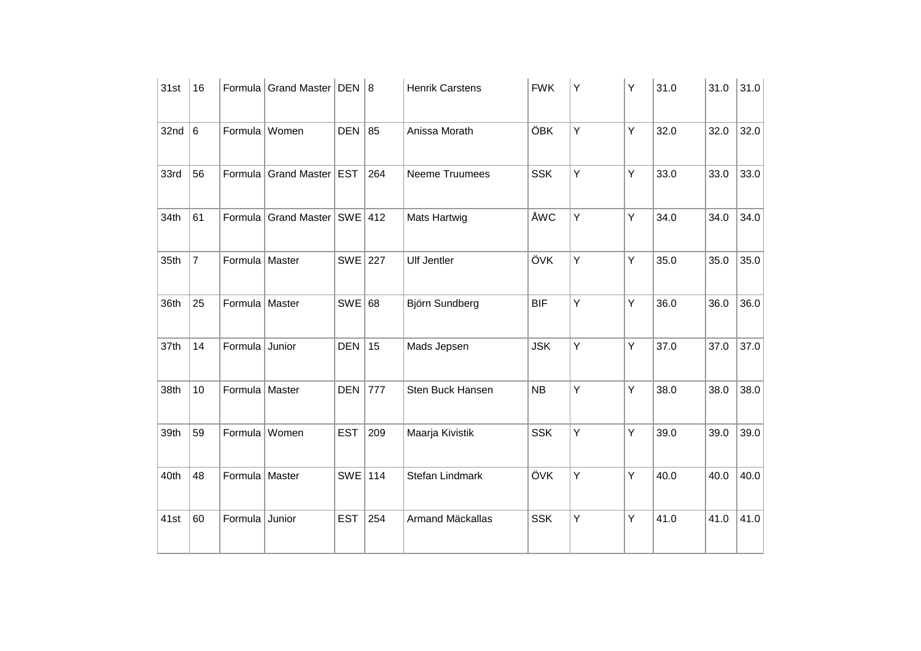| | | | | | | | | | | | | |
|---|---|---|---|---|---|---|---|---|---|---|---|---|
| 31st | 16 | Formula | Grand Master | DEN | 8 | Henrik Carstens | FWK | Y | Y | 31.0 | 31.0 | 31.0 |
| 32nd | 6 | Formula | Women | DEN | 85 | Anissa Morath | ÖBK | Y | Y | 32.0 | 32.0 | 32.0 |
| 33rd | 56 | Formula | Grand Master | EST | 264 | Neeme Truumees | SSK | Y | Y | 33.0 | 33.0 | 33.0 |
| 34th | 61 | Formula | Grand Master | SWE | 412 | Mats Hartwig | ÅWC | Y | Y | 34.0 | 34.0 | 34.0 |
| 35th | 7 | Formula | Master | SWE | 227 | Ulf Jentler | ÖVK | Y | Y | 35.0 | 35.0 | 35.0 |
| 36th | 25 | Formula | Master | SWE | 68 | Björn Sundberg | BIF | Y | Y | 36.0 | 36.0 | 36.0 |
| 37th | 14 | Formula | Junior | DEN | 15 | Mads Jepsen | JSK | Y | Y | 37.0 | 37.0 | 37.0 |
| 38th | 10 | Formula | Master | DEN | 777 | Sten Buck Hansen | NB | Y | Y | 38.0 | 38.0 | 38.0 |
| 39th | 59 | Formula | Women | EST | 209 | Maarja Kivistik | SSK | Y | Y | 39.0 | 39.0 | 39.0 |
| 40th | 48 | Formula | Master | SWE | 114 | Stefan Lindmark | ÖVK | Y | Y | 40.0 | 40.0 | 40.0 |
| 41st | 60 | Formula | Junior | EST | 254 | Armand Mäckallas | SSK | Y | Y | 41.0 | 41.0 | 41.0 |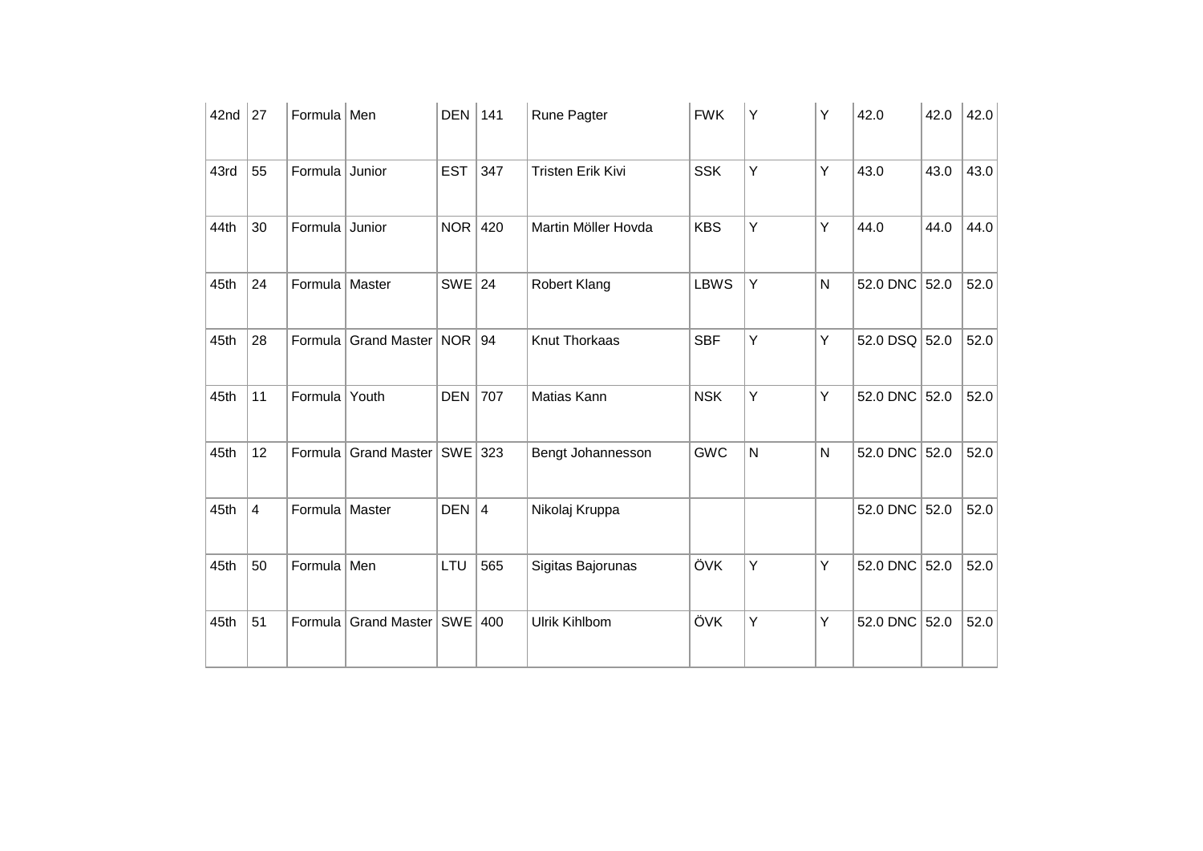| | | | | | | | | | | | | |
|---|---|---|---|---|---|---|---|---|---|---|---|---|
| 42nd | 27 | Formula | Men | DEN | 141 | Rune Pagter | FWK | Y | Y | 42.0 | 42.0 | 42.0 |
| 43rd | 55 | Formula | Junior | EST | 347 | Tristen Erik Kivi | SSK | Y | Y | 43.0 | 43.0 | 43.0 |
| 44th | 30 | Formula | Junior | NOR | 420 | Martin Möller Hovda | KBS | Y | Y | 44.0 | 44.0 | 44.0 |
| 45th | 24 | Formula | Master | SWE | 24 | Robert Klang | LBWS | Y | N | 52.0 DNC | 52.0 | 52.0 |
| 45th | 28 | Formula | Grand Master | NOR | 94 | Knut Thorkaas | SBF | Y | Y | 52.0 DSQ | 52.0 | 52.0 |
| 45th | 11 | Formula | Youth | DEN | 707 | Matias Kann | NSK | Y | Y | 52.0 DNC | 52.0 | 52.0 |
| 45th | 12 | Formula | Grand Master | SWE | 323 | Bengt Johannesson | GWC | N | N | 52.0 DNC | 52.0 | 52.0 |
| 45th | 4 | Formula | Master | DEN | 4 | Nikolaj Kruppa | | | | 52.0 DNC | 52.0 | 52.0 |
| 45th | 50 | Formula | Men | LTU | 565 | Sigitas Bajorunas | ÖVK | Y | Y | 52.0 DNC | 52.0 | 52.0 |
| 45th | 51 | Formula | Grand Master | SWE | 400 | Ulrik Kihlbom | ÖVK | Y | Y | 52.0 DNC | 52.0 | 52.0 |